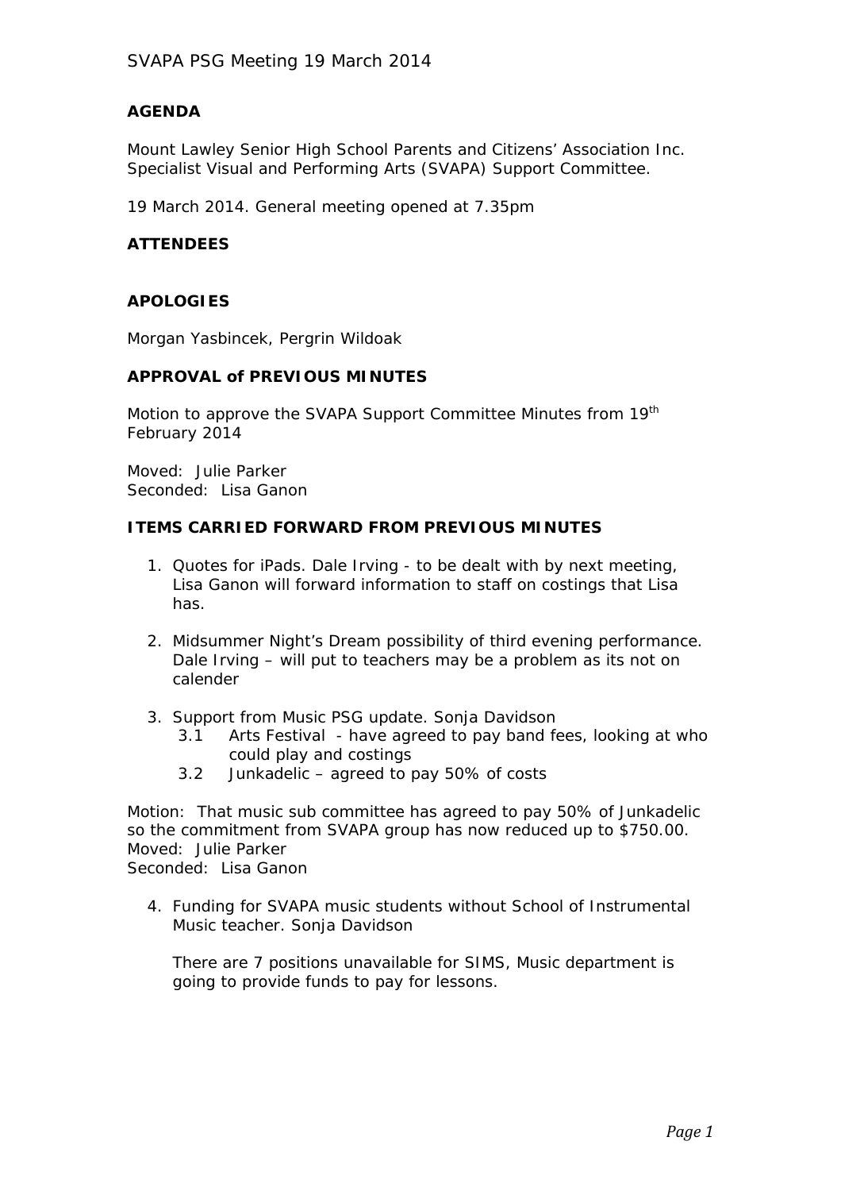SVAPA PSG Meeting 19 March 2014

**AGENDA**

Mount Lawley Senior High School Parents and Citizens' Association Inc. Specialist Visual and Performing Arts (SVAPA) Support Committee.

19 March 2014. General meeting opened at 7.35pm

**ATTENDEES**

**APOLOGIES**

Morgan Yasbincek, Pergrin Wildoak

**APPROVAL of PREVIOUS MINUTES**

Motion to approve the SVAPA Support Committee Minutes from 19th February 2014

Moved: Julie Parker
Seconded: Lisa Ganon

**ITEMS CARRIED FORWARD FROM PREVIOUS MINUTES**

1. Quotes for iPads. Dale Irving - to be dealt with by next meeting, Lisa Ganon will forward information to staff on costings that Lisa has.

2. Midsummer Night's Dream possibility of third evening performance. Dale Irving – will put to teachers may be a problem as its not on calender

3. Support from Music PSG update. Sonja Davidson
   - 3.1 Arts Festival - have agreed to pay band fees, looking at who could play and costings
   - 3.2 Junkadelic – agreed to pay 50% of costs

Motion: That music sub committee has agreed to pay 50% of Junkadelic so the commitment from SVAPA group has now reduced up to $750.00.
Moved: Julie Parker
Seconded: Lisa Ganon

4. Funding for SVAPA music students without School of Instrumental Music teacher. Sonja Davidson

   There are 7 positions unavailable for SIMS, Music department is going to provide funds to pay for lessons.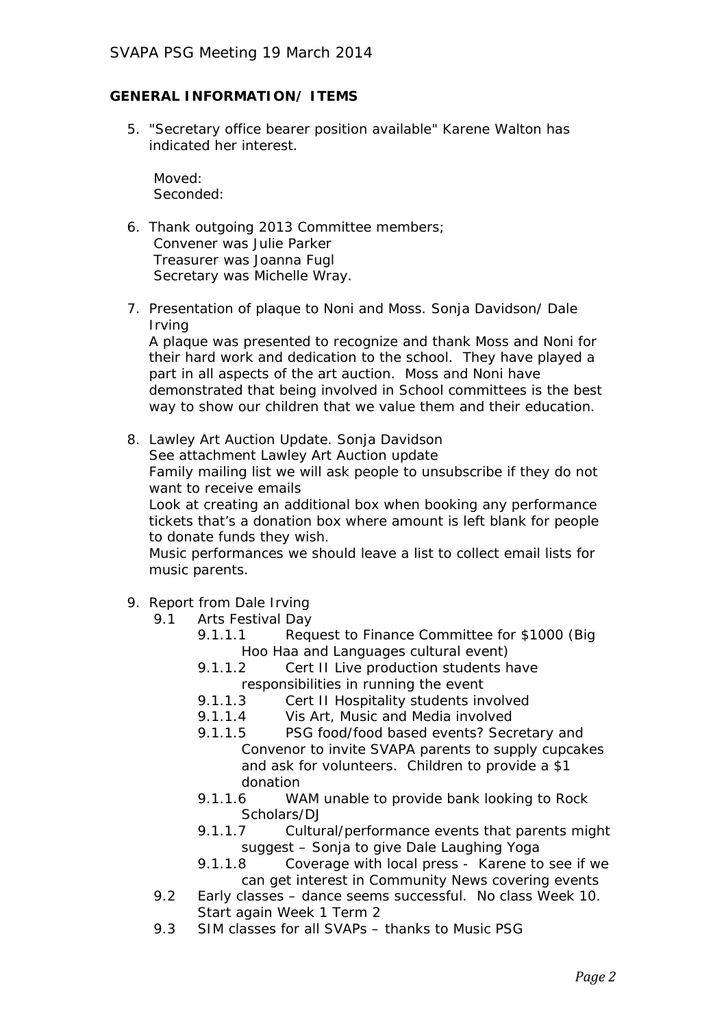SVAPA PSG Meeting 19 March 2014

**GENERAL INFORMATION/ ITEMS**

5. "Secretary office bearer position available" Karene Walton has indicated her interest.

   Moved:
   Seconded:

6. Thank outgoing 2013 Committee members;
   Convener was Julie Parker
   Treasurer was Joanna Fugl
   Secretary was Michelle Wray.

7. Presentation of plaque to Noni and Moss. Sonja Davidson/ Dale Irving
   A plaque was presented to recognize and thank Moss and Noni for their hard work and dedication to the school. They have played a part in all aspects of the art auction. Moss and Noni have demonstrated that being involved in School committees is the best way to show our children that we value them and their education.

8. Lawley Art Auction Update. Sonja Davidson
   See attachment Lawley Art Auction update
   Family mailing list we will ask people to unsubscribe if they do not want to receive emails
   Look at creating an additional box when booking any performance tickets that's a donation box where amount is left blank for people to donate funds they wish.
   Music performances we should leave a list to collect email lists for music parents.

9. Report from Dale Irving
   - 9.1 Arts Festival Day
     - 9.1.1.1 Request to Finance Committee for $1000 (Big Hoo Haa and Languages cultural event)
     - 9.1.1.2 Cert II Live production students have responsibilities in running the event
     - 9.1.1.3 Cert II Hospitality students involved
     - 9.1.1.4 Vis Art, Music and Media involved
     - 9.1.1.5 PSG food/food based events? Secretary and Convenor to invite SVAPA parents to supply cupcakes and ask for volunteers. Children to provide a $1 donation
     - 9.1.1.6 WAM unable to provide bank looking to Rock Scholars/DJ
     - 9.1.1.7 Cultural/performance events that parents might suggest – Sonja to give Dale Laughing Yoga
     - 9.1.1.8 Coverage with local press - Karene to see if we can get interest in Community News covering events
   - 9.2 Early classes – dance seems successful. No class Week 10. Start again Week 1 Term 2
   - 9.3 SIM classes for all SVAPs – thanks to Music PSG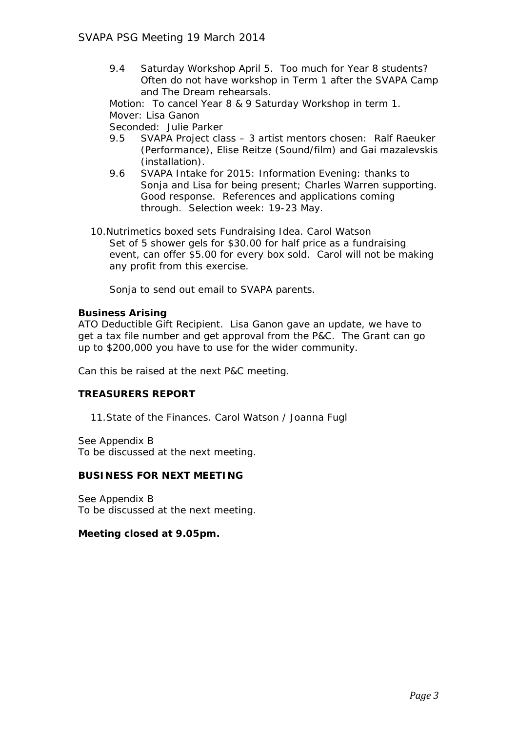9.4 Saturday Workshop April 5. Too much for Year 8 students? Often do not have workshop in Term 1 after the SVAPA Camp and The Dream rehearsals.

Motion: To cancel Year 8 & 9 Saturday Workshop in term 1.
Mover: Lisa Ganon
Seconded: Julie Parker

9.5 SVAPA Project class – 3 artist mentors chosen: Ralf Raeuker (Performance), Elise Reitze (Sound/film) and Gai mazalevskis (installation).

9.6 SVAPA Intake for 2015: Information Evening: thanks to Sonja and Lisa for being present; Charles Warren supporting. Good response. References and applications coming through. Selection week: 19-23 May.

10. Nutrimetics boxed sets Fundraising Idea. Carol Watson
Set of 5 shower gels for $30.00 for half price as a fundraising event, can offer $5.00 for every box sold. Carol will not be making any profit from this exercise.

Sonja to send out email to SVAPA parents.

**Business Arising**

ATO Deductible Gift Recipient. Lisa Ganon gave an update, we have to get a tax file number and get approval from the P&C. The Grant can go up to $200,000 you have to use for the wider community.

Can this be raised at the next P&C meeting.

**TREASURERS REPORT**

11. State of the Finances. Carol Watson / Joanna Fugl

See Appendix B
To be discussed at the next meeting.

**BUSINESS FOR NEXT MEETING**

See Appendix B
To be discussed at the next meeting.

**Meeting closed at 9.05pm.**